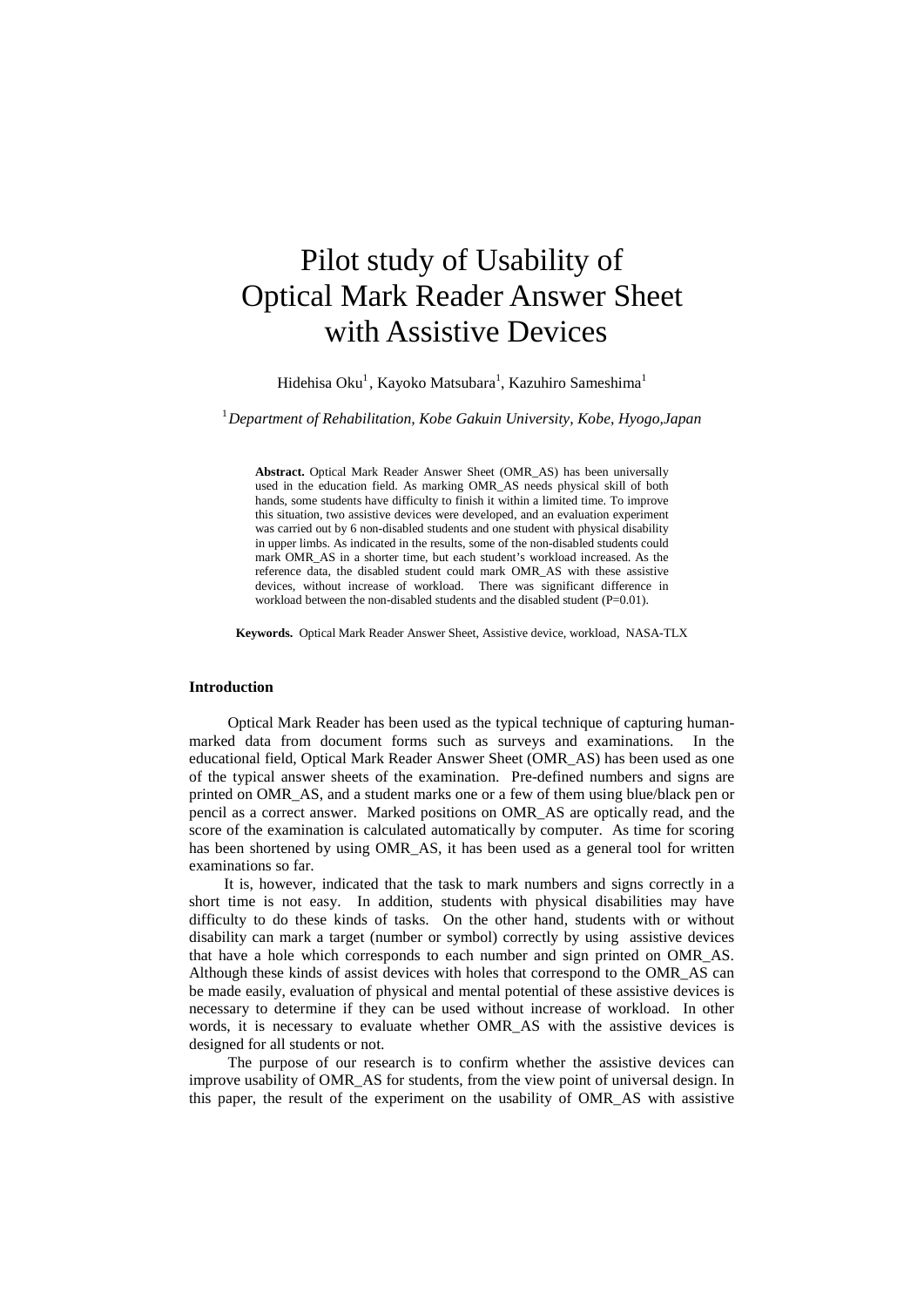# Pilot study of Usability of Optical Mark Reader Answer Sheet with Assistive Devices

Hidehisa Oku[1], Kayoko Matsubara[1], Kazuhiro Sameshima[1]

[1] *Department of Rehabilitation, Kobe Gakuin University, Kobe, Hyogo,Japan*

**Abstract.** Optical Mark Reader Answer Sheet (OMR_AS) has been universally used in the education field. As marking OMR_AS needs physical skill of both hands, some students have difficulty to finish it within a limited time. To improve this situation, two assistive devices were developed, and an evaluation experiment was carried out by 6 non-disabled students and one student with physical disability in upper limbs. As indicated in the results, some of the non-disabled students could mark OMR_AS in a shorter time, but each student's workload increased. As the reference data, the disabled student could mark OMR_AS with these assistive devices, without increase of workload. There was significant difference in workload between the non-disabled students and the disabled student (P=0.01).

**Keywords.** Optical Mark Reader Answer Sheet, Assistive device, workload, NASA-TLX

## Introduction

Optical Mark Reader has been used as the typical technique of capturing human-marked data from document forms such as surveys and examinations. In the educational field, Optical Mark Reader Answer Sheet (OMR_AS) has been used as one of the typical answer sheets of the examination. Pre-defined numbers and signs are printed on OMR_AS, and a student marks one or a few of them using blue/black pen or pencil as a correct answer. Marked positions on OMR_AS are optically read, and the score of the examination is calculated automatically by computer. As time for scoring has been shortened by using OMR_AS, it has been used as a general tool for written examinations so far.

It is, however, indicated that the task to mark numbers and signs correctly in a short time is not easy. In addition, students with physical disabilities may have difficulty to do these kinds of tasks. On the other hand, students with or without disability can mark a target (number or symbol) correctly by using assistive devices that have a hole which corresponds to each number and sign printed on OMR_AS. Although these kinds of assist devices with holes that correspond to the OMR_AS can be made easily, evaluation of physical and mental potential of these assistive devices is necessary to determine if they can be used without increase of workload. In other words, it is necessary to evaluate whether OMR_AS with the assistive devices is designed for all students or not.

The purpose of our research is to confirm whether the assistive devices can improve usability of OMR_AS for students, from the view point of universal design. In this paper, the result of the experiment on the usability of OMR_AS with assistive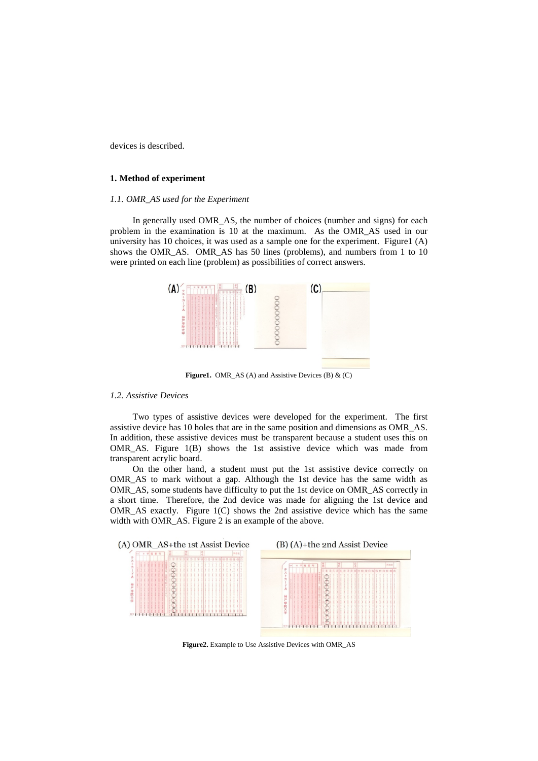devices is described.

## 1. Method of experiment

### *1.1. OMR_AS used for the Experiment*

In generally used OMR_AS, the number of choices (number and signs) for each problem in the examination is 10 at the maximum. As the OMR_AS used in our university has 10 choices, it was used as a sample one for the experiment. Figure1 (A) shows the OMR_AS. OMR_AS has 50 lines (problems), and numbers from 1 to 10 were printed on each line (problem) as possibilities of correct answers.

**Figure1.** OMR_AS (A) and Assistive Devices (B) & (C)

### *1.2. Assistive Devices*

Two types of assistive devices were developed for the experiment. The first assistive device has 10 holes that are in the same position and dimensions as OMR_AS. In addition, these assistive devices must be transparent because a student uses this on OMR_AS. Figure 1(B) shows the 1st assistive device which was made from transparent acrylic board.

On the other hand, a student must put the 1st assistive device correctly on OMR_AS to mark without a gap. Although the 1st device has the same width as OMR_AS, some students have difficulty to put the 1st device on OMR_AS correctly in a short time. Therefore, the 2nd device was made for aligning the 1st device and OMR_AS exactly. Figure 1(C) shows the 2nd assistive device which has the same width with OMR_AS. Figure 2 is an example of the above.

(A) OMR_AS+the 1st Assist Device

(B) (A)+the 2nd Assist Device

**Figure2.** Example to Use Assistive Devices with OMR_AS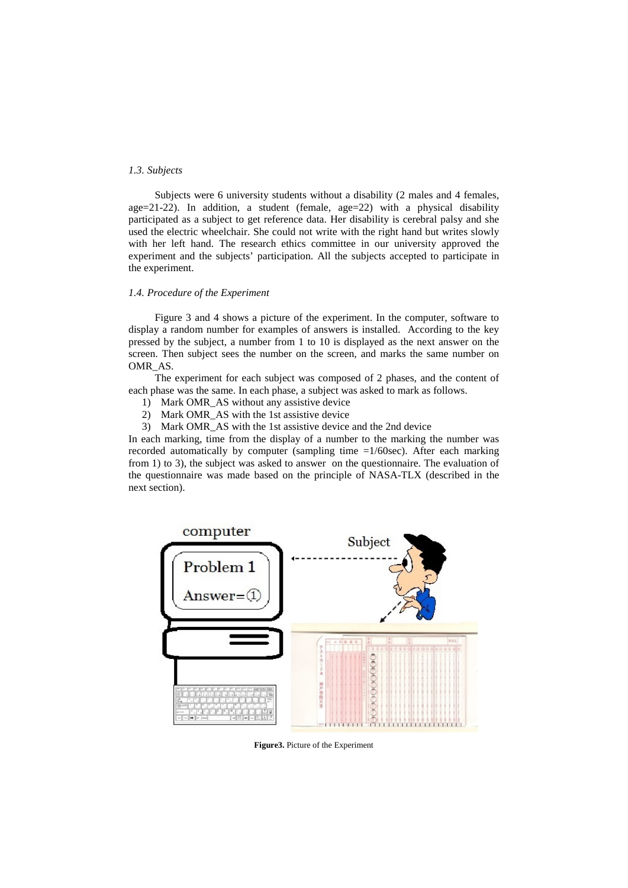### *1.3. Subjects*

Subjects were 6 university students without a disability (2 males and 4 females, age=21-22). In addition, a student (female, age=22) with a physical disability participated as a subject to get reference data. Her disability is cerebral palsy and she used the electric wheelchair. She could not write with the right hand but writes slowly with her left hand. The research ethics committee in our university approved the experiment and the subjects' participation. All the subjects accepted to participate in the experiment.

### *1.4. Procedure of the Experiment*

Figure 3 and 4 shows a picture of the experiment. In the computer, software to display a random number for examples of answers is installed. According to the key pressed by the subject, a number from 1 to 10 is displayed as the next answer on the screen. Then subject sees the number on the screen, and marks the same number on OMR_AS.

The experiment for each subject was composed of 2 phases, and the content of each phase was the same. In each phase, a subject was asked to mark as follows.

1) Mark OMR_AS without any assistive device
2) Mark OMR_AS with the 1st assistive device
3) Mark OMR_AS with the 1st assistive device and the 2nd device

In each marking, time from the display of a number to the marking the number was recorded automatically by computer (sampling time =1/60sec). After each marking from 1) to 3), the subject was asked to answer on the questionnaire. The evaluation of the questionnaire was made based on the principle of NASA-TLX (described in the next section).

**Figure3.** Picture of the Experiment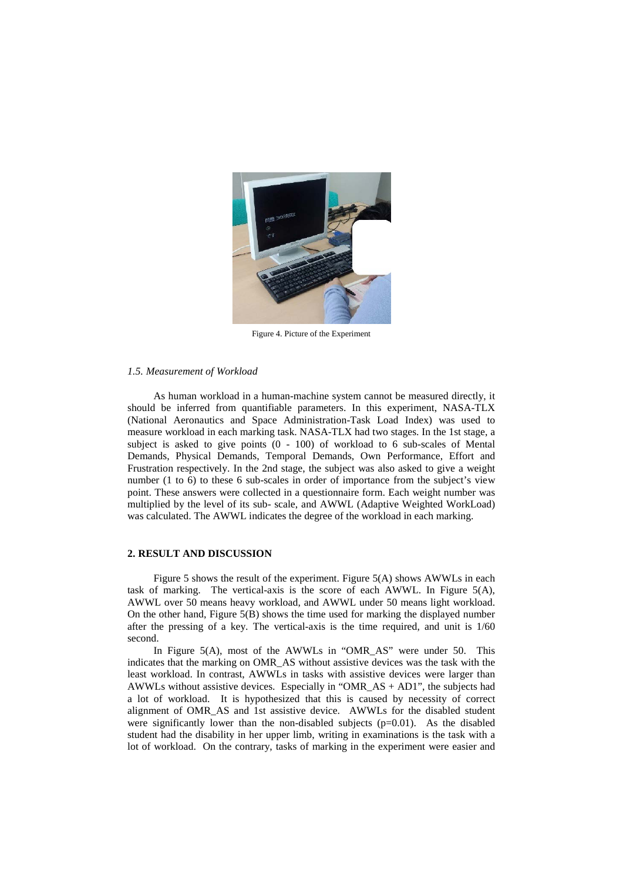Figure 4. Picture of the Experiment

### *1.5. Measurement of Workload*

As human workload in a human-machine system cannot be measured directly, it should be inferred from quantifiable parameters. In this experiment, NASA-TLX (National Aeronautics and Space Administration-Task Load Index) was used to measure workload in each marking task. NASA-TLX had two stages. In the 1st stage, a subject is asked to give points (0 - 100) of workload to 6 sub-scales of Mental Demands, Physical Demands, Temporal Demands, Own Performance, Effort and Frustration respectively. In the 2nd stage, the subject was also asked to give a weight number (1 to 6) to these 6 sub-scales in order of importance from the subject's view point. These answers were collected in a questionnaire form. Each weight number was multiplied by the level of its sub- scale, and AWWL (Adaptive Weighted WorkLoad) was calculated. The AWWL indicates the degree of the workload in each marking.

## **2. RESULT AND DISCUSSION**

Figure 5 shows the result of the experiment. Figure 5(A) shows AWWLs in each task of marking. The vertical-axis is the score of each AWWL. In Figure 5(A), AWWL over 50 means heavy workload, and AWWL under 50 means light workload. On the other hand, Figure 5(B) shows the time used for marking the displayed number after the pressing of a key. The vertical-axis is the time required, and unit is 1/60 second.

In Figure 5(A), most of the AWWLs in "OMR_AS" were under 50. This indicates that the marking on OMR_AS without assistive devices was the task with the least workload. In contrast, AWWLs in tasks with assistive devices were larger than AWWLs without assistive devices. Especially in "OMR_AS + AD1", the subjects had a lot of workload. It is hypothesized that this is caused by necessity of correct alignment of OMR_AS and 1st assistive device. AWWLs for the disabled student were significantly lower than the non-disabled subjects ($p=0.01$). As the disabled student had the disability in her upper limb, writing in examinations is the task with a lot of workload. On the contrary, tasks of marking in the experiment were easier and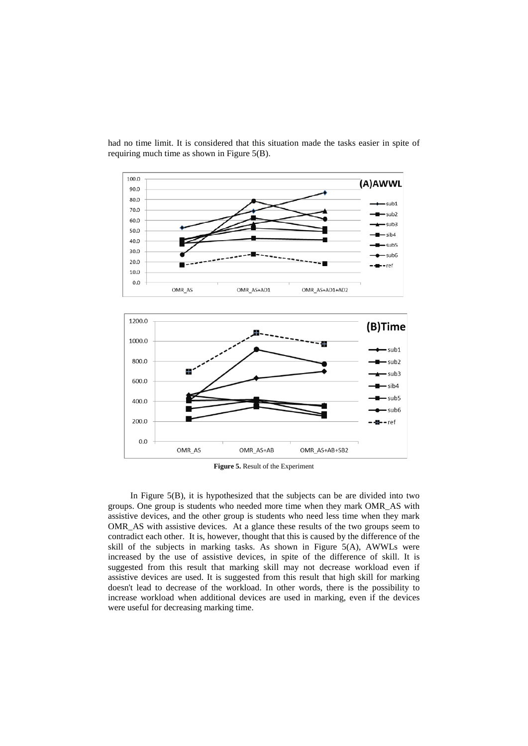had no time limit. It is considered that this situation made the tasks easier in spite of requiring much time as shown in Figure 5(B).

**Figure 5.** Result of the Experiment

In Figure 5(B), it is hypothesized that the subjects can be are divided into two groups. One group is students who needed more time when they mark OMR_AS with assistive devices, and the other group is students who need less time when they mark OMR_AS with assistive devices. At a glance these results of the two groups seem to contradict each other. It is, however, thought that this is caused by the difference of the skill of the subjects in marking tasks. As shown in Figure 5(A), AWWLs were increased by the use of assistive devices, in spite of the difference of skill. It is suggested from this result that marking skill may not decrease workload even if assistive devices are used. It is suggested from this result that high skill for marking doesn't lead to decrease of the workload. In other words, there is the possibility to increase workload when additional devices are used in marking, even if the devices were useful for decreasing marking time.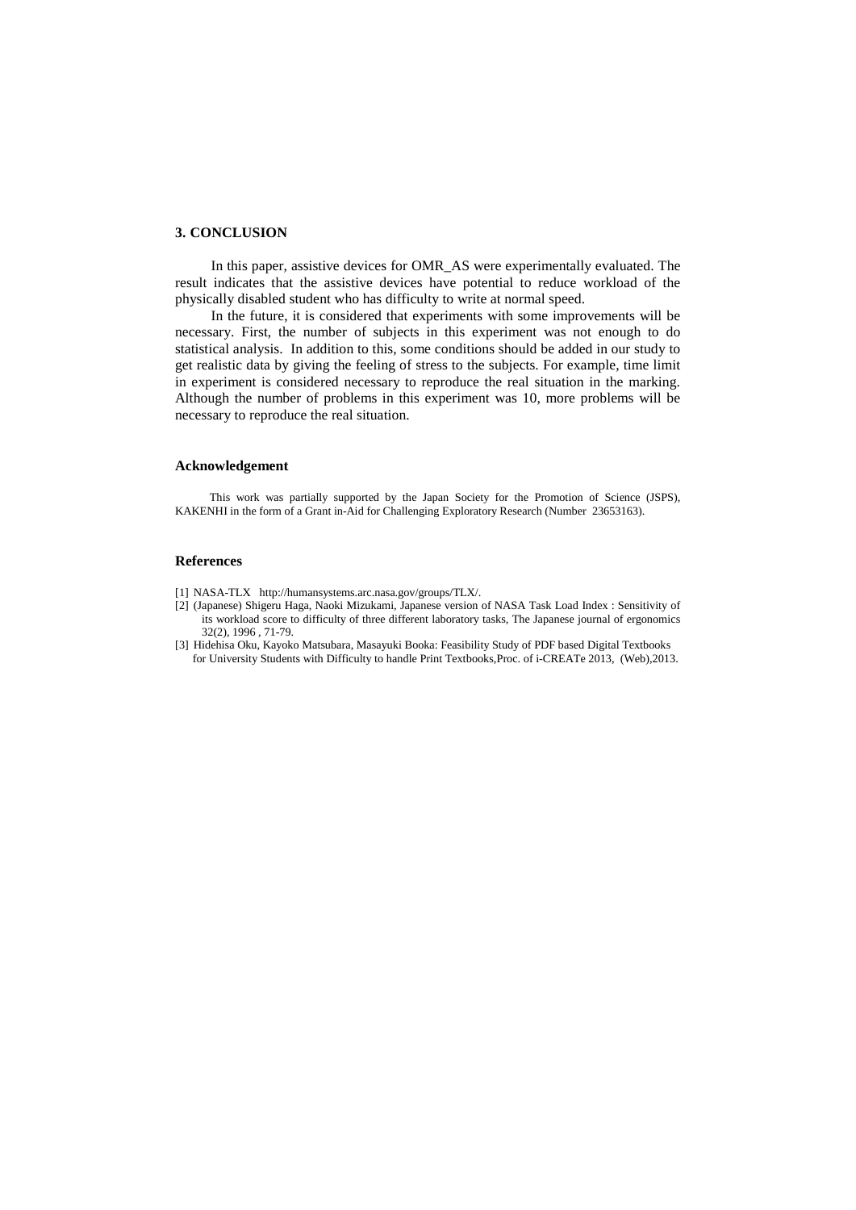## 3. CONCLUSION

In this paper, assistive devices for OMR_AS were experimentally evaluated. The result indicates that the assistive devices have potential to reduce workload of the physically disabled student who has difficulty to write at normal speed.

In the future, it is considered that experiments with some improvements will be necessary. First, the number of subjects in this experiment was not enough to do statistical analysis. In addition to this, some conditions should be added in our study to get realistic data by giving the feeling of stress to the subjects. For example, time limit in experiment is considered necessary to reproduce the real situation in the marking. Although the number of problems in this experiment was 10, more problems will be necessary to reproduce the real situation.

### Acknowledgement

This work was partially supported by the Japan Society for the Promotion of Science (JSPS), KAKENHI in the form of a Grant in-Aid for Challenging Exploratory Research (Number 23653163).

### References

[1] NASA-TLX http://humansystems.arc.nasa.gov/groups/TLX/.

[2] (Japanese) Shigeru Haga, Naoki Mizukami, Japanese version of NASA Task Load Index : Sensitivity of its workload score to difficulty of three different laboratory tasks, The Japanese journal of ergonomics 32(2), 1996 , 71-79.

[3] Hidehisa Oku, Kayoko Matsubara, Masayuki Booka: Feasibility Study of PDF based Digital Textbooks for University Students with Difficulty to handle Print Textbooks,Proc. of i-CREATe 2013, (Web),2013.